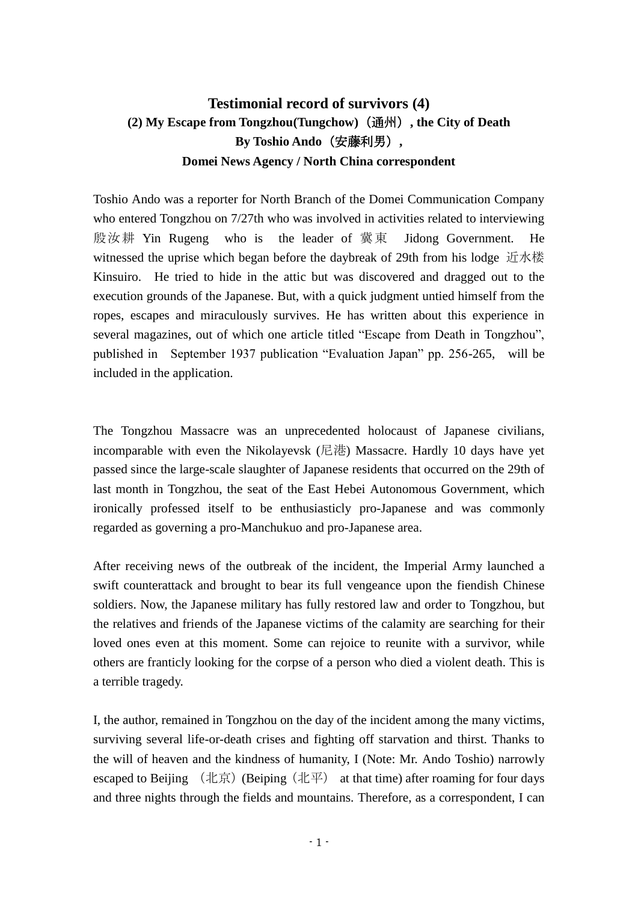# Testimonial record of survivors (4)

## (2) My Escape from Tongzhou(Tungchow)（通州）, the City of Death

### By Toshio Ando（安藤利男）,

### Domei News Agency / North China correspondent

Toshio Ando was a reporter for North Branch of the Domei Communication Company who entered Tongzhou on 7/27th who was involved in activities related to interviewing 殷汝耕 Yin Rugeng who is the leader of 冀東 Jidong Government. He witnessed the uprise which began before the daybreak of 29th from his lodge 近水楼 Kinsuiro. He tried to hide in the attic but was discovered and dragged out to the execution grounds of the Japanese. But, with a quick judgment untied himself from the ropes, escapes and miraculously survives. He has written about this experience in several magazines, out of which one article titled "Escape from Death in Tongzhou", published in September 1937 publication "Evaluation Japan" pp. 256-265, will be included in the application.

The Tongzhou Massacre was an unprecedented holocaust of Japanese civilians, incomparable with even the Nikolayevsk (尼港) Massacre. Hardly 10 days have yet passed since the large-scale slaughter of Japanese residents that occurred on the 29th of last month in Tongzhou, the seat of the East Hebei Autonomous Government, which ironically professed itself to be enthusiasticly pro-Japanese and was commonly regarded as governing a pro-Manchukuo and pro-Japanese area.

After receiving news of the outbreak of the incident, the Imperial Army launched a swift counterattack and brought to bear its full vengeance upon the fiendish Chinese soldiers. Now, the Japanese military has fully restored law and order to Tongzhou, but the relatives and friends of the Japanese victims of the calamity are searching for their loved ones even at this moment. Some can rejoice to reunite with a survivor, while others are franticly looking for the corpse of a person who died a violent death. This is a terrible tragedy.

I, the author, remained in Tongzhou on the day of the incident among the many victims, surviving several life-or-death crises and fighting off starvation and thirst. Thanks to the will of heaven and the kindness of humanity, I (Note: Mr. Ando Toshio) narrowly escaped to Beijing （北京）(Beiping（北平） at that time) after roaming for four days and three nights through the fields and mountains. Therefore, as a correspondent, I can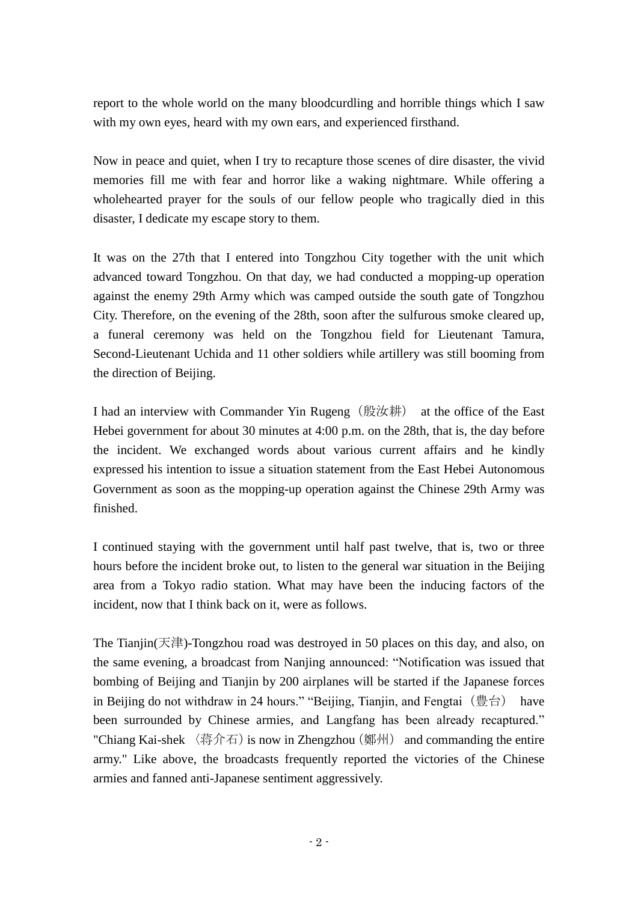report to the whole world on the many bloodcurdling and horrible things which I saw with my own eyes, heard with my own ears, and experienced firsthand.

Now in peace and quiet, when I try to recapture those scenes of dire disaster, the vivid memories fill me with fear and horror like a waking nightmare. While offering a wholehearted prayer for the souls of our fellow people who tragically died in this disaster, I dedicate my escape story to them.

It was on the 27th that I entered into Tongzhou City together with the unit which advanced toward Tongzhou. On that day, we had conducted a mopping-up operation against the enemy 29th Army which was camped outside the south gate of Tongzhou City. Therefore, on the evening of the 28th, soon after the sulfurous smoke cleared up, a funeral ceremony was held on the Tongzhou field for Lieutenant Tamura, Second-Lieutenant Uchida and 11 other soldiers while artillery was still booming from the direction of Beijing.

I had an interview with Commander Yin Rugeng（殷汝耕） at the office of the East Hebei government for about 30 minutes at 4:00 p.m. on the 28th, that is, the day before the incident. We exchanged words about various current affairs and he kindly expressed his intention to issue a situation statement from the East Hebei Autonomous Government as soon as the mopping-up operation against the Chinese 29th Army was finished.

I continued staying with the government until half past twelve, that is, two or three hours before the incident broke out, to listen to the general war situation in the Beijing area from a Tokyo radio station. What may have been the inducing factors of the incident, now that I think back on it, were as follows.

The Tianjin(天津)-Tongzhou road was destroyed in 50 places on this day, and also, on the same evening, a broadcast from Nanjing announced: "Notification was issued that bombing of Beijing and Tianjin by 200 airplanes will be started if the Japanese forces in Beijing do not withdraw in 24 hours." "Beijing, Tianjin, and Fengtai（豊台） have been surrounded by Chinese armies, and Langfang has been already recaptured." "Chiang Kai-shek 〈蒋介石〉is now in Zhengzhou（鄭州） and commanding the entire army." Like above, the broadcasts frequently reported the victories of the Chinese armies and fanned anti-Japanese sentiment aggressively.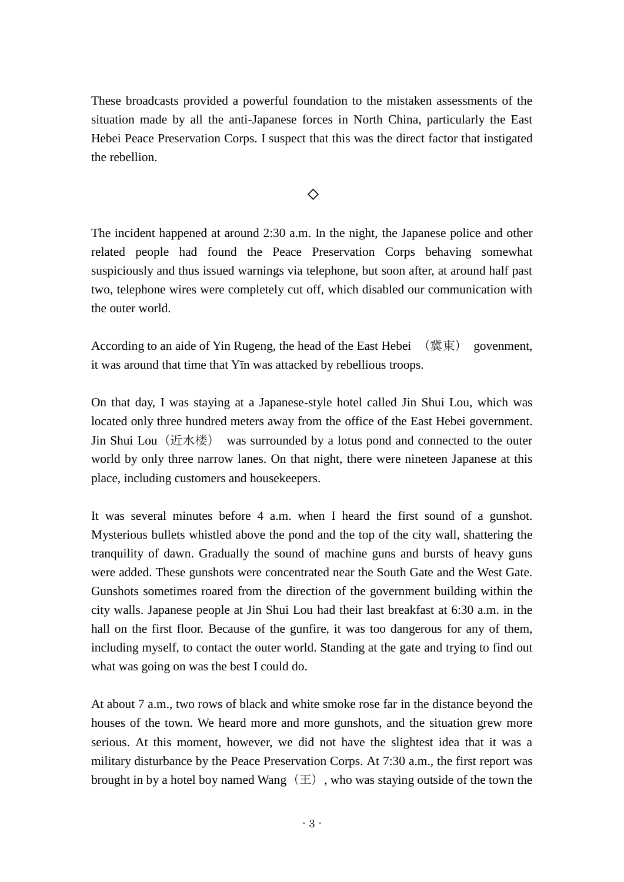These broadcasts provided a powerful foundation to the mistaken assessments of the situation made by all the anti-Japanese forces in North China, particularly the East Hebei Peace Preservation Corps. I suspect that this was the direct factor that instigated the rebellion.

◇

The incident happened at around 2:30 a.m. In the night, the Japanese police and other related people had found the Peace Preservation Corps behaving somewhat suspiciously and thus issued warnings via telephone, but soon after, at around half past two, telephone wires were completely cut off, which disabled our communication with the outer world.

According to an aide of Yin Rugeng, the head of the East Hebei （冀東） govenment, it was around that time that Yīn was attacked by rebellious troops.

On that day, I was staying at a Japanese-style hotel called Jin Shui Lou, which was located only three hundred meters away from the office of the East Hebei government. Jin Shui Lou（近水楼） was surrounded by a lotus pond and connected to the outer world by only three narrow lanes. On that night, there were nineteen Japanese at this place, including customers and housekeepers.

It was several minutes before 4 a.m. when I heard the first sound of a gunshot. Mysterious bullets whistled above the pond and the top of the city wall, shattering the tranquility of dawn. Gradually the sound of machine guns and bursts of heavy guns were added. These gunshots were concentrated near the South Gate and the West Gate. Gunshots sometimes roared from the direction of the government building within the city walls. Japanese people at Jin Shui Lou had their last breakfast at 6:30 a.m. in the hall on the first floor. Because of the gunfire, it was too dangerous for any of them, including myself, to contact the outer world. Standing at the gate and trying to find out what was going on was the best I could do.

At about 7 a.m., two rows of black and white smoke rose far in the distance beyond the houses of the town. We heard more and more gunshots, and the situation grew more serious. At this moment, however, we did not have the slightest idea that it was a military disturbance by the Peace Preservation Corps. At 7:30 a.m., the first report was brought in by a hotel boy named Wang（王）, who was staying outside of the town the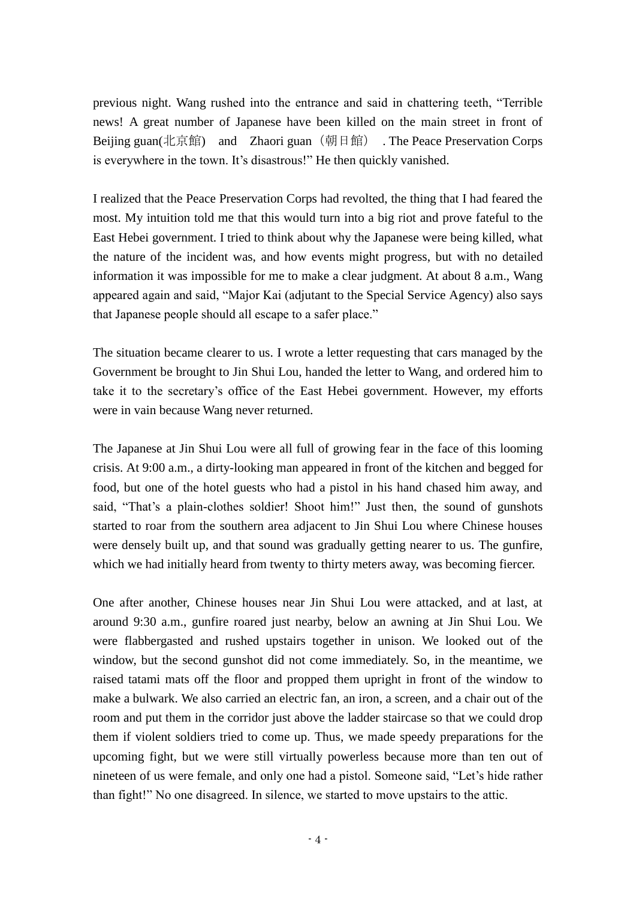previous night. Wang rushed into the entrance and said in chattering teeth, "Terrible news! A great number of Japanese have been killed on the main street in front of Beijing guan(北京館)　and　Zhaori guan（朝日館）. The Peace Preservation Corps is everywhere in the town. It's disastrous!" He then quickly vanished.

I realized that the Peace Preservation Corps had revolted, the thing that I had feared the most. My intuition told me that this would turn into a big riot and prove fateful to the East Hebei government. I tried to think about why the Japanese were being killed, what the nature of the incident was, and how events might progress, but with no detailed information it was impossible for me to make a clear judgment. At about 8 a.m., Wang appeared again and said, "Major Kai (adjutant to the Special Service Agency) also says that Japanese people should all escape to a safer place."

The situation became clearer to us. I wrote a letter requesting that cars managed by the Government be brought to Jin Shui Lou, handed the letter to Wang, and ordered him to take it to the secretary's office of the East Hebei government. However, my efforts were in vain because Wang never returned.

The Japanese at Jin Shui Lou were all full of growing fear in the face of this looming crisis. At 9:00 a.m., a dirty-looking man appeared in front of the kitchen and begged for food, but one of the hotel guests who had a pistol in his hand chased him away, and said, "That's a plain-clothes soldier! Shoot him!" Just then, the sound of gunshots started to roar from the southern area adjacent to Jin Shui Lou where Chinese houses were densely built up, and that sound was gradually getting nearer to us. The gunfire, which we had initially heard from twenty to thirty meters away, was becoming fiercer.

One after another, Chinese houses near Jin Shui Lou were attacked, and at last, at around 9:30 a.m., gunfire roared just nearby, below an awning at Jin Shui Lou. We were flabbergasted and rushed upstairs together in unison. We looked out of the window, but the second gunshot did not come immediately. So, in the meantime, we raised tatami mats off the floor and propped them upright in front of the window to make a bulwark. We also carried an electric fan, an iron, a screen, and a chair out of the room and put them in the corridor just above the ladder staircase so that we could drop them if violent soldiers tried to come up. Thus, we made speedy preparations for the upcoming fight, but we were still virtually powerless because more than ten out of nineteen of us were female, and only one had a pistol. Someone said, "Let's hide rather than fight!" No one disagreed. In silence, we started to move upstairs to the attic.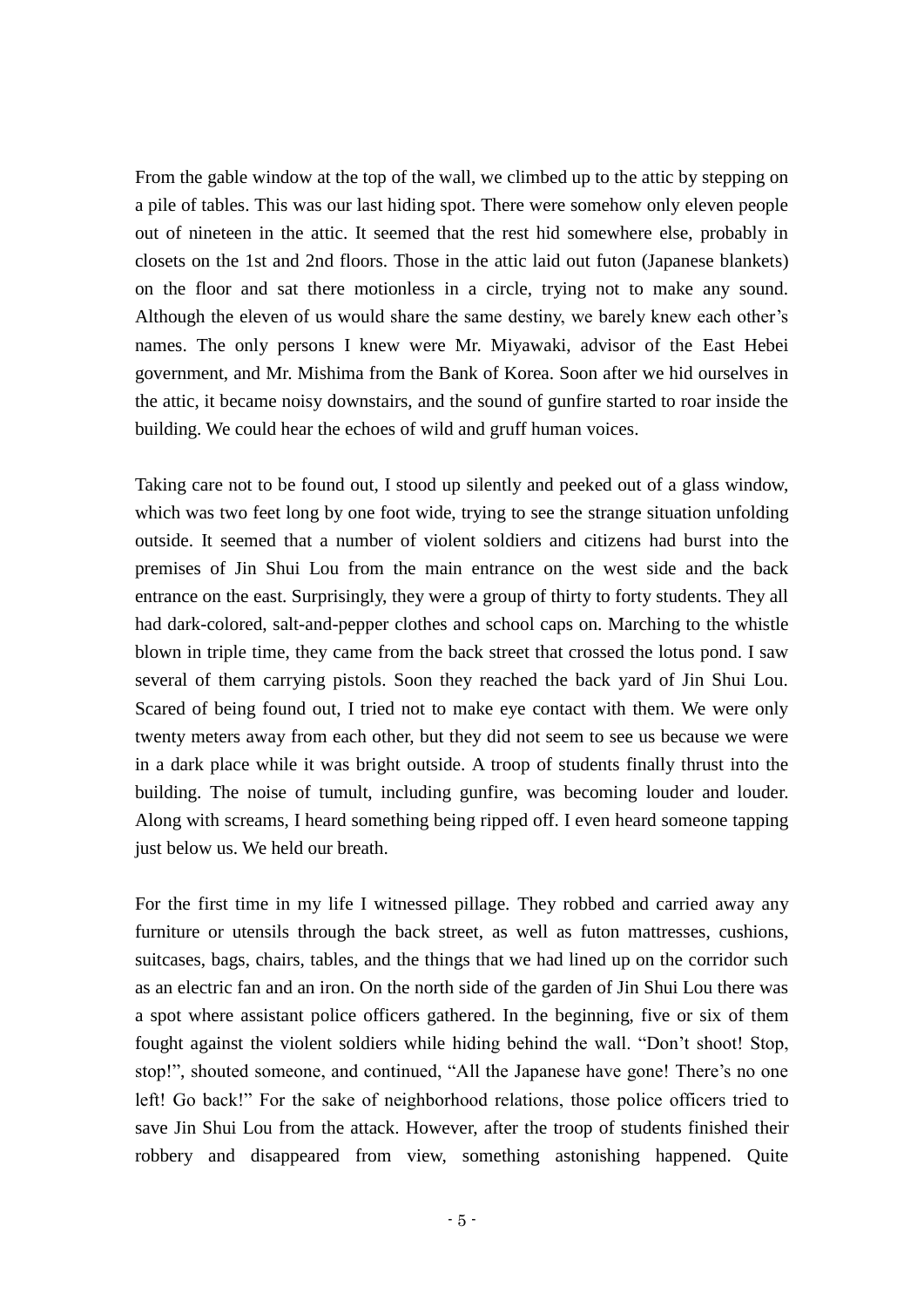From the gable window at the top of the wall, we climbed up to the attic by stepping on a pile of tables. This was our last hiding spot. There were somehow only eleven people out of nineteen in the attic. It seemed that the rest hid somewhere else, probably in closets on the 1st and 2nd floors. Those in the attic laid out futon (Japanese blankets) on the floor and sat there motionless in a circle, trying not to make any sound. Although the eleven of us would share the same destiny, we barely knew each other's names. The only persons I knew were Mr. Miyawaki, advisor of the East Hebei government, and Mr. Mishima from the Bank of Korea. Soon after we hid ourselves in the attic, it became noisy downstairs, and the sound of gunfire started to roar inside the building. We could hear the echoes of wild and gruff human voices.

Taking care not to be found out, I stood up silently and peeked out of a glass window, which was two feet long by one foot wide, trying to see the strange situation unfolding outside. It seemed that a number of violent soldiers and citizens had burst into the premises of Jin Shui Lou from the main entrance on the west side and the back entrance on the east. Surprisingly, they were a group of thirty to forty students. They all had dark-colored, salt-and-pepper clothes and school caps on. Marching to the whistle blown in triple time, they came from the back street that crossed the lotus pond. I saw several of them carrying pistols. Soon they reached the back yard of Jin Shui Lou. Scared of being found out, I tried not to make eye contact with them. We were only twenty meters away from each other, but they did not seem to see us because we were in a dark place while it was bright outside. A troop of students finally thrust into the building. The noise of tumult, including gunfire, was becoming louder and louder. Along with screams, I heard something being ripped off. I even heard someone tapping just below us. We held our breath.

For the first time in my life I witnessed pillage. They robbed and carried away any furniture or utensils through the back street, as well as futon mattresses, cushions, suitcases, bags, chairs, tables, and the things that we had lined up on the corridor such as an electric fan and an iron. On the north side of the garden of Jin Shui Lou there was a spot where assistant police officers gathered. In the beginning, five or six of them fought against the violent soldiers while hiding behind the wall. "Don't shoot! Stop, stop!", shouted someone, and continued, "All the Japanese have gone! There's no one left! Go back!" For the sake of neighborhood relations, those police officers tried to save Jin Shui Lou from the attack. However, after the troop of students finished their robbery and disappeared from view, something astonishing happened. Quite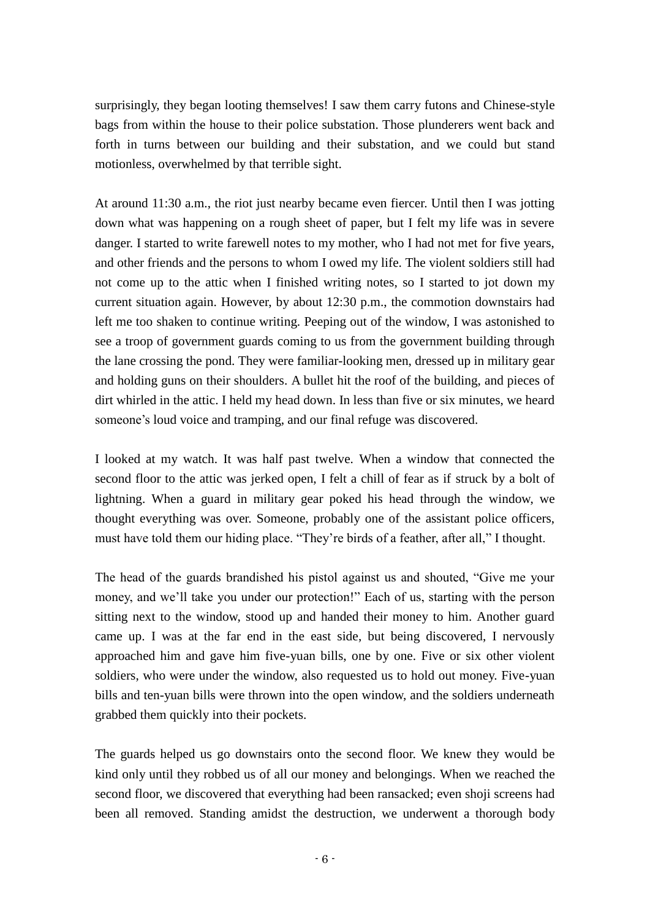surprisingly, they began looting themselves! I saw them carry futons and Chinese-style bags from within the house to their police substation. Those plunderers went back and forth in turns between our building and their substation, and we could but stand motionless, overwhelmed by that terrible sight.

At around 11:30 a.m., the riot just nearby became even fiercer. Until then I was jotting down what was happening on a rough sheet of paper, but I felt my life was in severe danger. I started to write farewell notes to my mother, who I had not met for five years, and other friends and the persons to whom I owed my life. The violent soldiers still had not come up to the attic when I finished writing notes, so I started to jot down my current situation again. However, by about 12:30 p.m., the commotion downstairs had left me too shaken to continue writing. Peeping out of the window, I was astonished to see a troop of government guards coming to us from the government building through the lane crossing the pond. They were familiar-looking men, dressed up in military gear and holding guns on their shoulders. A bullet hit the roof of the building, and pieces of dirt whirled in the attic. I held my head down. In less than five or six minutes, we heard someone's loud voice and tramping, and our final refuge was discovered.

I looked at my watch. It was half past twelve. When a window that connected the second floor to the attic was jerked open, I felt a chill of fear as if struck by a bolt of lightning. When a guard in military gear poked his head through the window, we thought everything was over. Someone, probably one of the assistant police officers, must have told them our hiding place. "They're birds of a feather, after all," I thought.

The head of the guards brandished his pistol against us and shouted, "Give me your money, and we'll take you under our protection!" Each of us, starting with the person sitting next to the window, stood up and handed their money to him. Another guard came up. I was at the far end in the east side, but being discovered, I nervously approached him and gave him five-yuan bills, one by one. Five or six other violent soldiers, who were under the window, also requested us to hold out money. Five-yuan bills and ten-yuan bills were thrown into the open window, and the soldiers underneath grabbed them quickly into their pockets.

The guards helped us go downstairs onto the second floor. We knew they would be kind only until they robbed us of all our money and belongings. When we reached the second floor, we discovered that everything had been ransacked; even shoji screens had been all removed. Standing amidst the destruction, we underwent a thorough body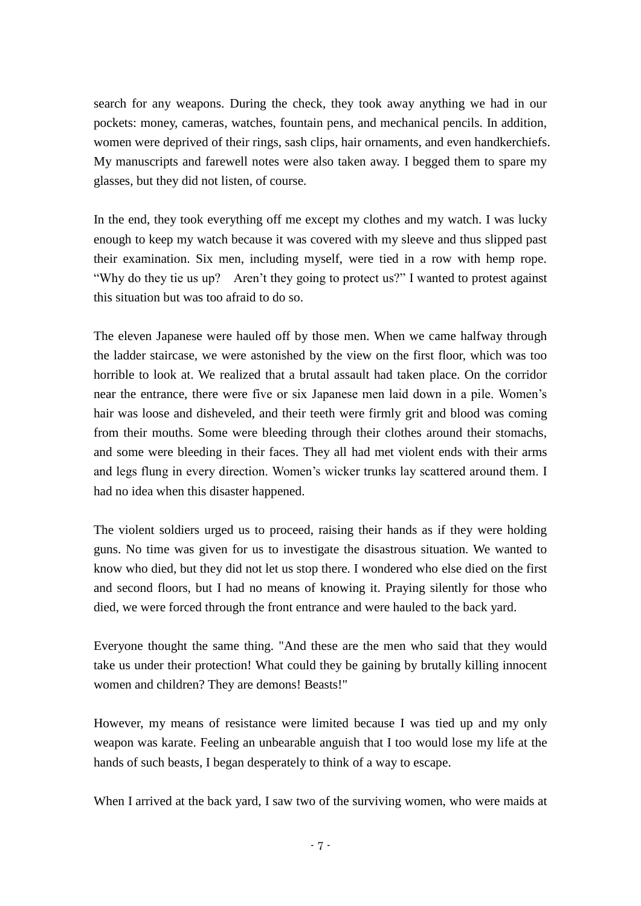search for any weapons. During the check, they took away anything we had in our pockets: money, cameras, watches, fountain pens, and mechanical pencils. In addition, women were deprived of their rings, sash clips, hair ornaments, and even handkerchiefs. My manuscripts and farewell notes were also taken away. I begged them to spare my glasses, but they did not listen, of course.

In the end, they took everything off me except my clothes and my watch. I was lucky enough to keep my watch because it was covered with my sleeve and thus slipped past their examination. Six men, including myself, were tied in a row with hemp rope. "Why do they tie us up?　Aren't they going to protect us?" I wanted to protest against this situation but was too afraid to do so.

The eleven Japanese were hauled off by those men. When we came halfway through the ladder staircase, we were astonished by the view on the first floor, which was too horrible to look at. We realized that a brutal assault had taken place. On the corridor near the entrance, there were five or six Japanese men laid down in a pile. Women's hair was loose and disheveled, and their teeth were firmly grit and blood was coming from their mouths. Some were bleeding through their clothes around their stomachs, and some were bleeding in their faces. They all had met violent ends with their arms and legs flung in every direction. Women's wicker trunks lay scattered around them. I had no idea when this disaster happened.

The violent soldiers urged us to proceed, raising their hands as if they were holding guns. No time was given for us to investigate the disastrous situation. We wanted to know who died, but they did not let us stop there. I wondered who else died on the first and second floors, but I had no means of knowing it. Praying silently for those who died, we were forced through the front entrance and were hauled to the back yard.

Everyone thought the same thing. "And these are the men who said that they would take us under their protection! What could they be gaining by brutally killing innocent women and children? They are demons! Beasts!"

However, my means of resistance were limited because I was tied up and my only weapon was karate. Feeling an unbearable anguish that I too would lose my life at the hands of such beasts, I began desperately to think of a way to escape.

When I arrived at the back yard, I saw two of the surviving women, who were maids at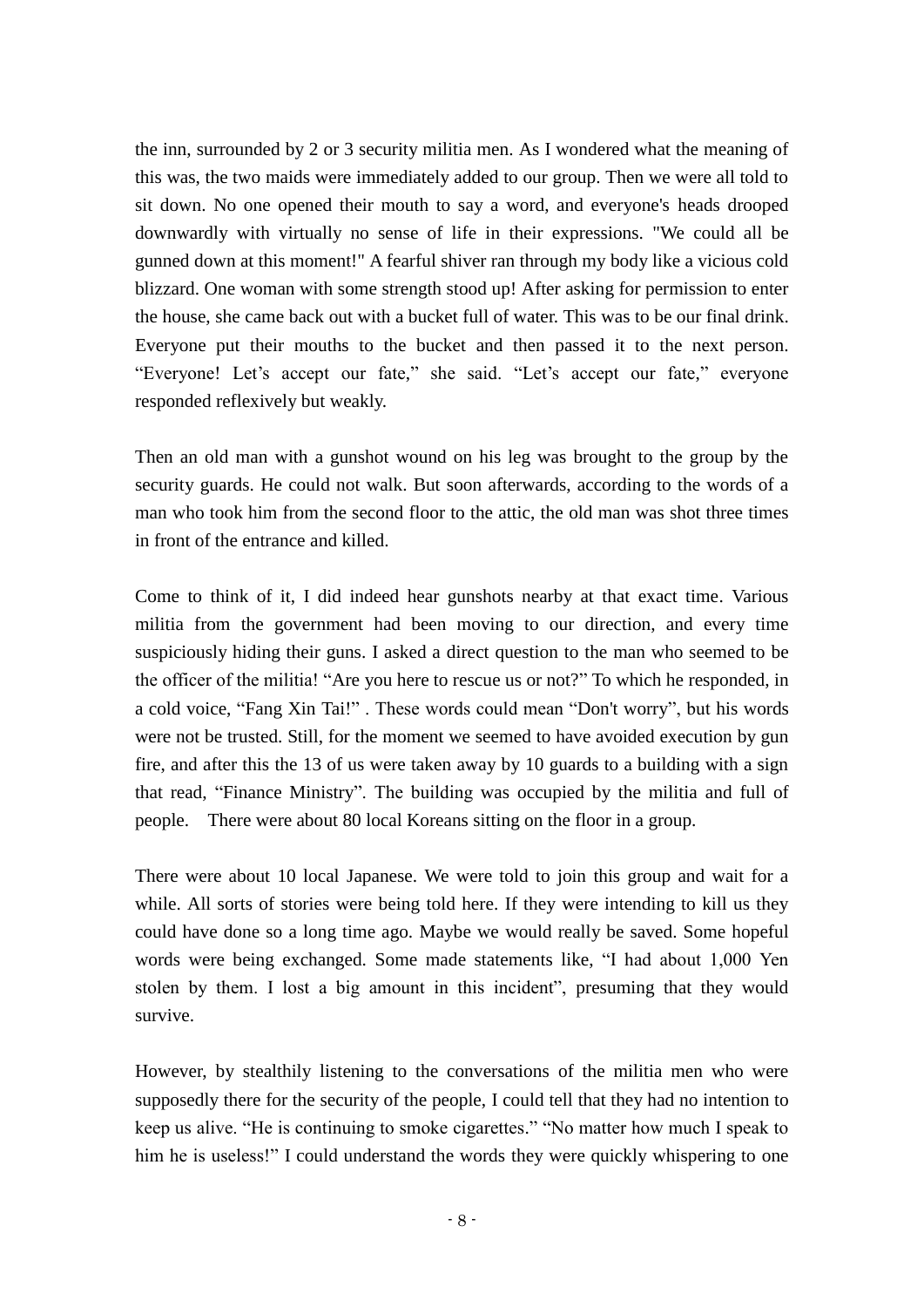the inn, surrounded by 2 or 3 security militia men. As I wondered what the meaning of this was, the two maids were immediately added to our group. Then we were all told to sit down. No one opened their mouth to say a word, and everyone's heads drooped downwardly with virtually no sense of life in their expressions. "We could all be gunned down at this moment!" A fearful shiver ran through my body like a vicious cold blizzard. One woman with some strength stood up! After asking for permission to enter the house, she came back out with a bucket full of water. This was to be our final drink. Everyone put their mouths to the bucket and then passed it to the next person. “Everyone! Let’s accept our fate,” she said. “Let’s accept our fate,” everyone responded reflexively but weakly.

Then an old man with a gunshot wound on his leg was brought to the group by the security guards. He could not walk. But soon afterwards, according to the words of a man who took him from the second floor to the attic, the old man was shot three times in front of the entrance and killed.

Come to think of it, I did indeed hear gunshots nearby at that exact time. Various militia from the government had been moving to our direction, and every time suspiciously hiding their guns. I asked a direct question to the man who seemed to be the officer of the militia! “Are you here to rescue us or not?” To which he responded, in a cold voice, “Fang Xin Tai!” . These words could mean “Don't worry”, but his words were not be trusted. Still, for the moment we seemed to have avoided execution by gun fire, and after this the 13 of us were taken away by 10 guards to a building with a sign that read, “Finance Ministry”. The building was occupied by the militia and full of people. There were about 80 local Koreans sitting on the floor in a group.

There were about 10 local Japanese. We were told to join this group and wait for a while. All sorts of stories were being told here. If they were intending to kill us they could have done so a long time ago. Maybe we would really be saved. Some hopeful words were being exchanged. Some made statements like, “I had about 1,000 Yen stolen by them. I lost a big amount in this incident”, presuming that they would survive.

However, by stealthily listening to the conversations of the militia men who were supposedly there for the security of the people, I could tell that they had no intention to keep us alive. “He is continuing to smoke cigarettes.” “No matter how much I speak to him he is useless!” I could understand the words they were quickly whispering to one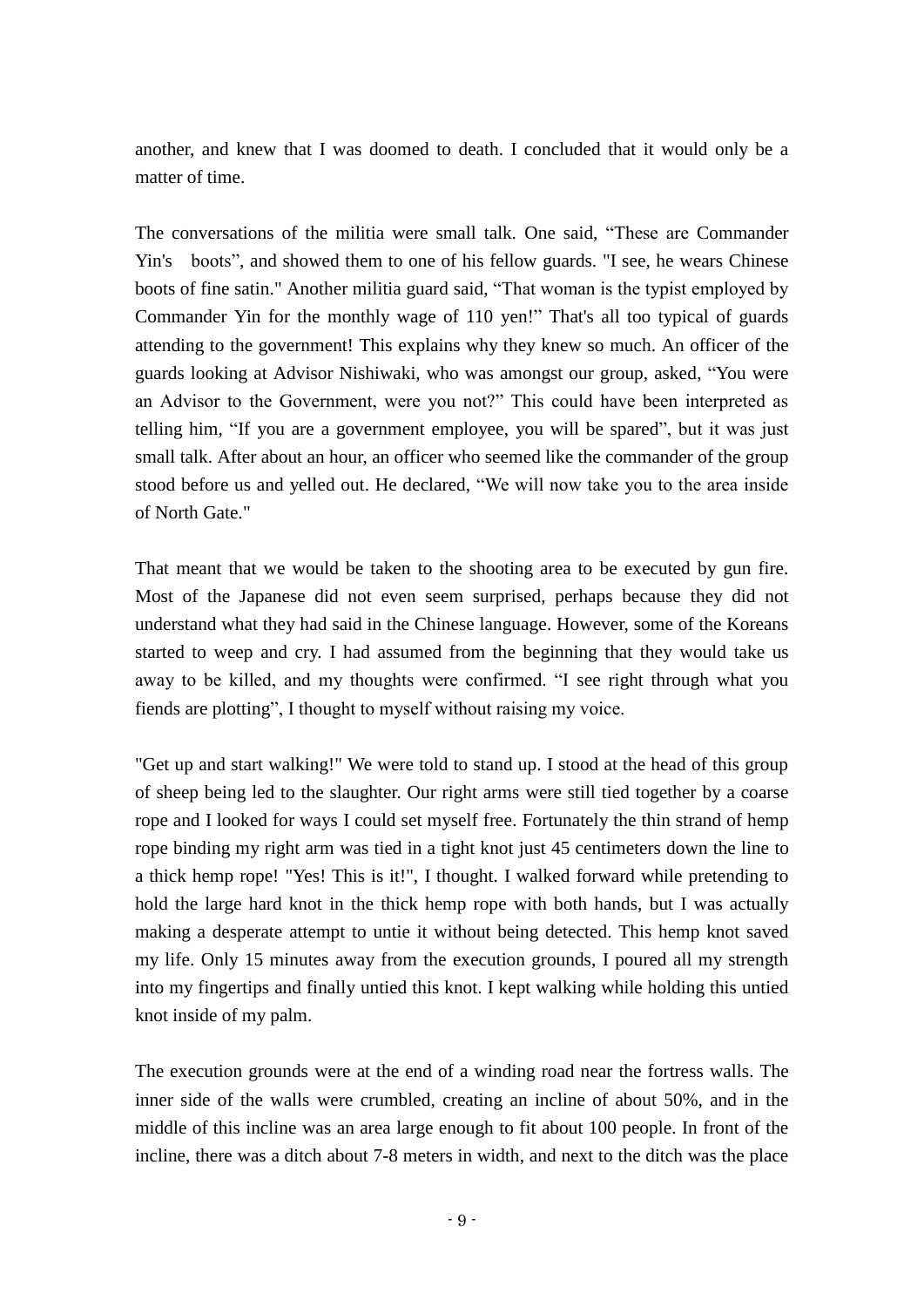another, and knew that I was doomed to death. I concluded that it would only be a matter of time.

The conversations of the militia were small talk. One said, “These are Commander Yin's boots”, and showed them to one of his fellow guards. "I see, he wears Chinese boots of fine satin." Another militia guard said, “That woman is the typist employed by Commander Yin for the monthly wage of 110 yen!” That's all too typical of guards attending to the government! This explains why they knew so much. An officer of the guards looking at Advisor Nishiwaki, who was amongst our group, asked, “You were an Advisor to the Government, were you not?” This could have been interpreted as telling him, “If you are a government employee, you will be spared”, but it was just small talk. After about an hour, an officer who seemed like the commander of the group stood before us and yelled out. He declared, “We will now take you to the area inside of North Gate."

That meant that we would be taken to the shooting area to be executed by gun fire. Most of the Japanese did not even seem surprised, perhaps because they did not understand what they had said in the Chinese language. However, some of the Koreans started to weep and cry. I had assumed from the beginning that they would take us away to be killed, and my thoughts were confirmed. “I see right through what you fiends are plotting”, I thought to myself without raising my voice.

"Get up and start walking!" We were told to stand up. I stood at the head of this group of sheep being led to the slaughter. Our right arms were still tied together by a coarse rope and I looked for ways I could set myself free. Fortunately the thin strand of hemp rope binding my right arm was tied in a tight knot just 45 centimeters down the line to a thick hemp rope! "Yes! This is it!", I thought. I walked forward while pretending to hold the large hard knot in the thick hemp rope with both hands, but I was actually making a desperate attempt to untie it without being detected. This hemp knot saved my life. Only 15 minutes away from the execution grounds, I poured all my strength into my fingertips and finally untied this knot. I kept walking while holding this untied knot inside of my palm.

The execution grounds were at the end of a winding road near the fortress walls. The inner side of the walls were crumbled, creating an incline of about 50%, and in the middle of this incline was an area large enough to fit about 100 people. In front of the incline, there was a ditch about 7-8 meters in width, and next to the ditch was the place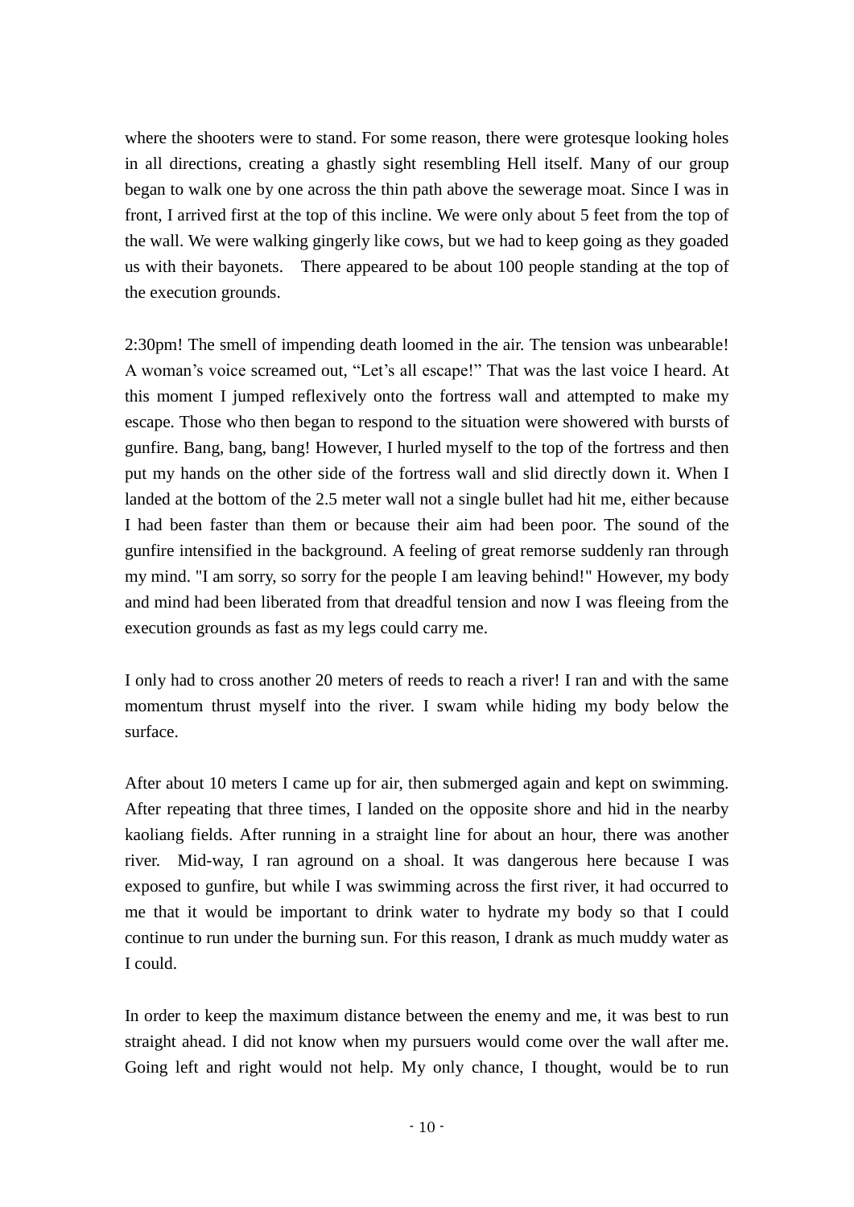where the shooters were to stand. For some reason, there were grotesque looking holes in all directions, creating a ghastly sight resembling Hell itself. Many of our group began to walk one by one across the thin path above the sewerage moat. Since I was in front, I arrived first at the top of this incline. We were only about 5 feet from the top of the wall. We were walking gingerly like cows, but we had to keep going as they goaded us with their bayonets. There appeared to be about 100 people standing at the top of the execution grounds.

2:30pm! The smell of impending death loomed in the air. The tension was unbearable! A woman's voice screamed out, "Let's all escape!" That was the last voice I heard. At this moment I jumped reflexively onto the fortress wall and attempted to make my escape. Those who then began to respond to the situation were showered with bursts of gunfire. Bang, bang, bang! However, I hurled myself to the top of the fortress and then put my hands on the other side of the fortress wall and slid directly down it. When I landed at the bottom of the 2.5 meter wall not a single bullet had hit me, either because I had been faster than them or because their aim had been poor. The sound of the gunfire intensified in the background. A feeling of great remorse suddenly ran through my mind. "I am sorry, so sorry for the people I am leaving behind!" However, my body and mind had been liberated from that dreadful tension and now I was fleeing from the execution grounds as fast as my legs could carry me.

I only had to cross another 20 meters of reeds to reach a river! I ran and with the same momentum thrust myself into the river. I swam while hiding my body below the surface.

After about 10 meters I came up for air, then submerged again and kept on swimming. After repeating that three times, I landed on the opposite shore and hid in the nearby kaoliang fields. After running in a straight line for about an hour, there was another river. Mid-way, I ran aground on a shoal. It was dangerous here because I was exposed to gunfire, but while I was swimming across the first river, it had occurred to me that it would be important to drink water to hydrate my body so that I could continue to run under the burning sun. For this reason, I drank as much muddy water as I could.

In order to keep the maximum distance between the enemy and me, it was best to run straight ahead. I did not know when my pursuers would come over the wall after me. Going left and right would not help. My only chance, I thought, would be to run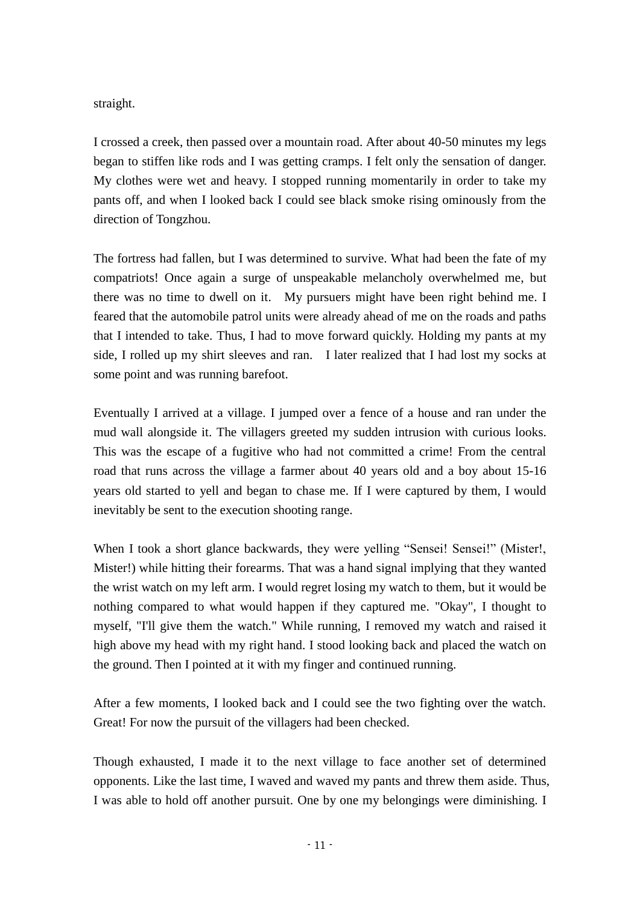straight.

I crossed a creek, then passed over a mountain road. After about 40-50 minutes my legs began to stiffen like rods and I was getting cramps. I felt only the sensation of danger. My clothes were wet and heavy. I stopped running momentarily in order to take my pants off, and when I looked back I could see black smoke rising ominously from the direction of Tongzhou.

The fortress had fallen, but I was determined to survive. What had been the fate of my compatriots! Once again a surge of unspeakable melancholy overwhelmed me, but there was no time to dwell on it. My pursuers might have been right behind me. I feared that the automobile patrol units were already ahead of me on the roads and paths that I intended to take. Thus, I had to move forward quickly. Holding my pants at my side, I rolled up my shirt sleeves and ran. I later realized that I had lost my socks at some point and was running barefoot.

Eventually I arrived at a village. I jumped over a fence of a house and ran under the mud wall alongside it. The villagers greeted my sudden intrusion with curious looks. This was the escape of a fugitive who had not committed a crime! From the central road that runs across the village a farmer about 40 years old and a boy about 15-16 years old started to yell and began to chase me. If I were captured by them, I would inevitably be sent to the execution shooting range.

When I took a short glance backwards, they were yelling "Sensei! Sensei!" (Mister!, Mister!) while hitting their forearms. That was a hand signal implying that they wanted the wrist watch on my left arm. I would regret losing my watch to them, but it would be nothing compared to what would happen if they captured me. "Okay", I thought to myself, "I'll give them the watch." While running, I removed my watch and raised it high above my head with my right hand. I stood looking back and placed the watch on the ground. Then I pointed at it with my finger and continued running.

After a few moments, I looked back and I could see the two fighting over the watch. Great! For now the pursuit of the villagers had been checked.

Though exhausted, I made it to the next village to face another set of determined opponents. Like the last time, I waved and waved my pants and threw them aside. Thus, I was able to hold off another pursuit. One by one my belongings were diminishing. I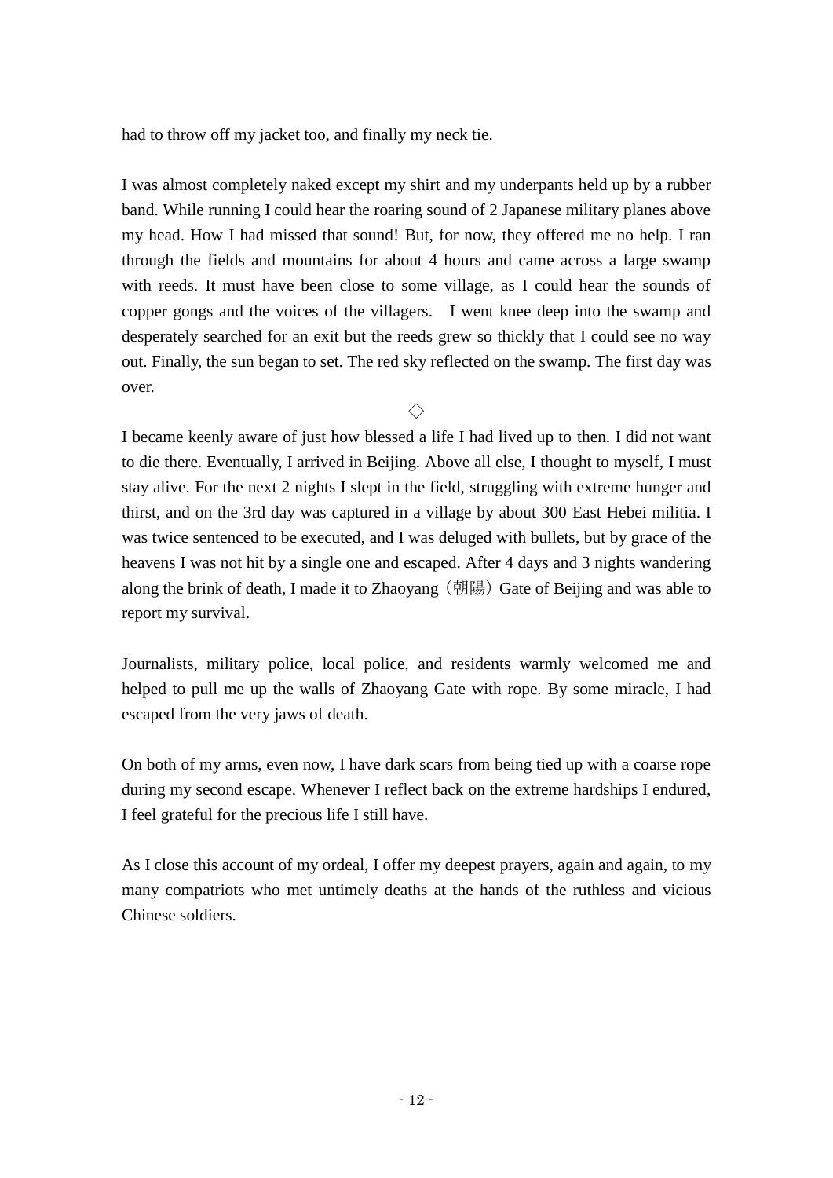had to throw off my jacket too, and finally my neck tie.

I was almost completely naked except my shirt and my underpants held up by a rubber band. While running I could hear the roaring sound of 2 Japanese military planes above my head. How I had missed that sound! But, for now, they offered me no help. I ran through the fields and mountains for about 4 hours and came across a large swamp with reeds. It must have been close to some village, as I could hear the sounds of copper gongs and the voices of the villagers. I went knee deep into the swamp and desperately searched for an exit but the reeds grew so thickly that I could see no way out. Finally, the sun began to set. The red sky reflected on the swamp. The first day was over.

◇

I became keenly aware of just how blessed a life I had lived up to then. I did not want to die there. Eventually, I arrived in Beijing. Above all else, I thought to myself, I must stay alive. For the next 2 nights I slept in the field, struggling with extreme hunger and thirst, and on the 3rd day was captured in a village by about 300 East Hebei militia. I was twice sentenced to be executed, and I was deluged with bullets, but by grace of the heavens I was not hit by a single one and escaped. After 4 days and 3 nights wandering along the brink of death, I made it to Zhaoyang（朝陽）Gate of Beijing and was able to report my survival.

Journalists, military police, local police, and residents warmly welcomed me and helped to pull me up the walls of Zhaoyang Gate with rope. By some miracle, I had escaped from the very jaws of death.

On both of my arms, even now, I have dark scars from being tied up with a coarse rope during my second escape. Whenever I reflect back on the extreme hardships I endured, I feel grateful for the precious life I still have.

As I close this account of my ordeal, I offer my deepest prayers, again and again, to my many compatriots who met untimely deaths at the hands of the ruthless and vicious Chinese soldiers.